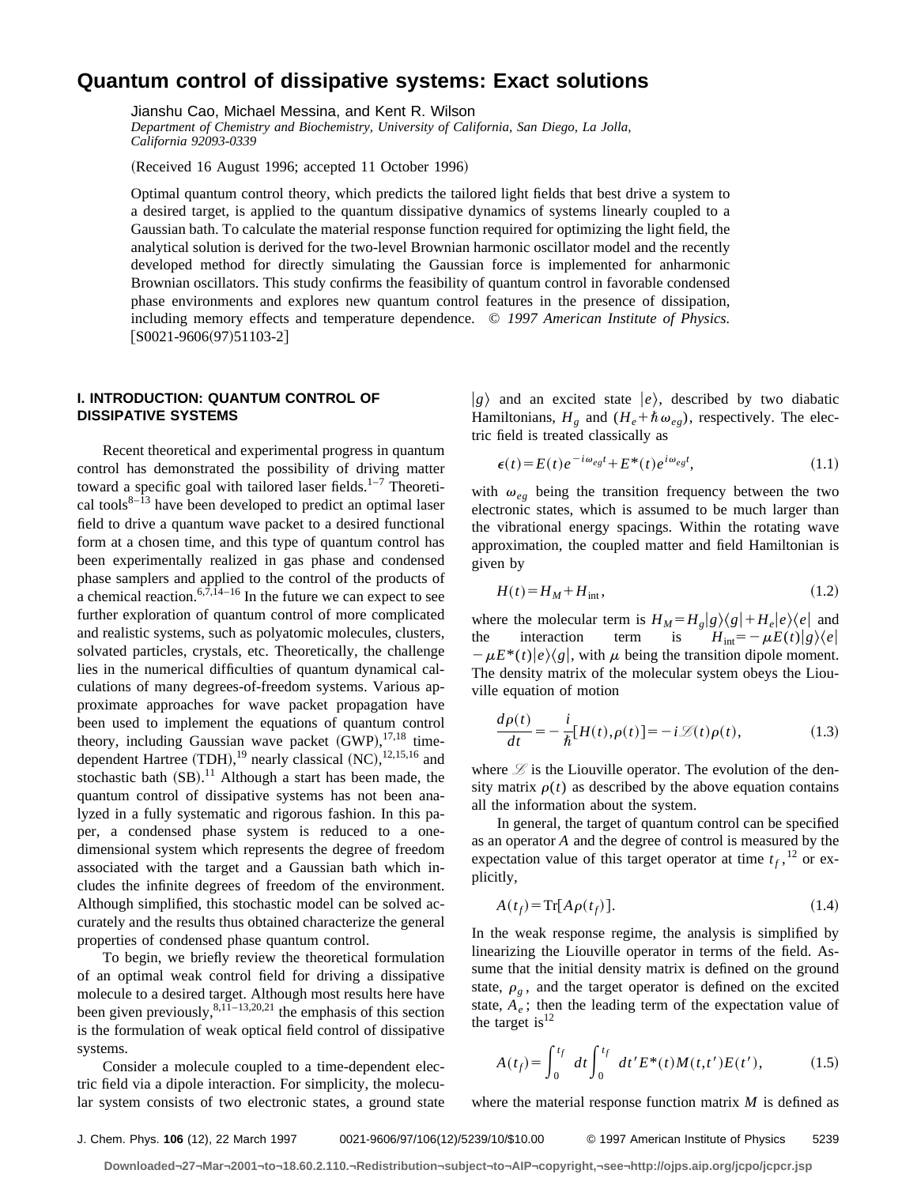# Quantum control of dissipative systems: Exact solutions

Jianshu Cao, Michael Messina, and Kent R. Wilson

*Department of Chemistry and Biochemistry, University of California, San Diego, La Jolla, California 92093-0339*

(Received 16 August 1996; accepted 11 October 1996)

Optimal quantum control theory, which predicts the tailored light fields that best drive a system to a desired target, is applied to the quantum dissipative dynamics of systems linearly coupled to a Gaussian bath. To calculate the material response function required for optimizing the light field, the analytical solution is derived for the two-level Brownian harmonic oscillator model and the recently developed method for directly simulating the Gaussian force is implemented for anharmonic Brownian oscillators. This study confirms the feasibility of quantum control in favorable condensed phase environments and explores new quantum control features in the presence of dissipation, including memory effects and temperature dependence. *© 1997 American Institute of Physics.* [S0021-9606(97)51103-2]

## I. INTRODUCTION: QUANTUM CONTROL OF DISSIPATIVE SYSTEMS

Recent theoretical and experimental progress in quantum control has demonstrated the possibility of driving matter toward a specific goal with tailored laser fields.[1–7] Theoretical tools[8–13] have been developed to predict an optimal laser field to drive a quantum wave packet to a desired functional form at a chosen time, and this type of quantum control has been experimentally realized in gas phase and condensed phase samplers and applied to the control of the products of a chemical reaction.[6,7,14–16] In the future we can expect to see further exploration of quantum control of more complicated and realistic systems, such as polyatomic molecules, clusters, solvated particles, crystals, etc. Theoretically, the challenge lies in the numerical difficulties of quantum dynamical calculations of many degrees-of-freedom systems. Various approximate approaches for wave packet propagation have been used to implement the equations of quantum control theory, including Gaussian wave packet (GWP),[17,18] time-dependent Hartree (TDH),[19] nearly classical (NC),[12,15,16] and stochastic bath (SB).[11] Although a start has been made, the quantum control of dissipative systems has not been analyzed in a fully systematic and rigorous fashion. In this paper, a condensed phase system is reduced to a one-dimensional system which represents the degree of freedom associated with the target and a Gaussian bath which includes the infinite degrees of freedom of the environment. Although simplified, this stochastic model can be solved accurately and the results thus obtained characterize the general properties of condensed phase quantum control.

To begin, we briefly review the theoretical formulation of an optimal weak control field for driving a dissipative molecule to a desired target. Although most results here have been given previously,[8,11–13,20,21] the emphasis of this section is the formulation of weak optical field control of dissipative systems.

Consider a molecule coupled to a time-dependent electric field via a dipole interaction. For simplicity, the molecular system consists of two electronic states, a ground state $|g\rangle$ and an excited state $|e\rangle$, described by two diabatic Hamiltonians, $H_g$ and $(H_e+\hbar\omega_{eg})$, respectively. The electric field is treated classically as

$$\epsilon(t)=E(t)e^{-i\omega_{eg}t}+E^*(t)e^{i\omega_{eg}t}, \tag{1.1}$$

with $\omega_{eg}$ being the transition frequency between the two electronic states, which is assumed to be much larger than the vibrational energy spacings. Within the rotating wave approximation, the coupled matter and field Hamiltonian is given by

$$H(t)=H_M+H_{\text{int}}, \tag{1.2}$$

where the molecular term is $H_M=H_g|g\rangle\langle g|+H_e|e\rangle\langle e|$ and the interaction term is $H_{\text{int}}=-\mu E(t)|g\rangle\langle e| -\mu E^*(t)|e\rangle\langle g|$, with $\mu$ being the transition dipole moment. The density matrix of the molecular system obeys the Liouville equation of motion

$$\frac{d\rho(t)}{dt}=-\frac{i}{\hbar}[H(t),\rho(t)]=-i\mathscr{L}(t)\rho(t), \tag{1.3}$$

where $\mathscr{L}$ is the Liouville operator. The evolution of the density matrix $\rho(t)$ as described by the above equation contains all the information about the system.

In general, the target of quantum control can be specified as an operator $A$ and the degree of control is measured by the expectation value of this target operator at time $t_f$,[12] or explicitly,

$$A(t_f)=\text{Tr}[A\rho(t_f)]. \tag{1.4}$$

In the weak response regime, the analysis is simplified by linearizing the Liouville operator in terms of the field. Assume that the initial density matrix is defined on the ground state, $\rho_g$, and the target operator is defined on the excited state, $A_e$; then the leading term of the expectation value of the target is[12]

$$A(t_f)=\int_0^{t_f}dt\int_0^{t_f}dt'E^*(t)M(t,t')E(t'), \tag{1.5}$$

where the material response function matrix $M$ is defined as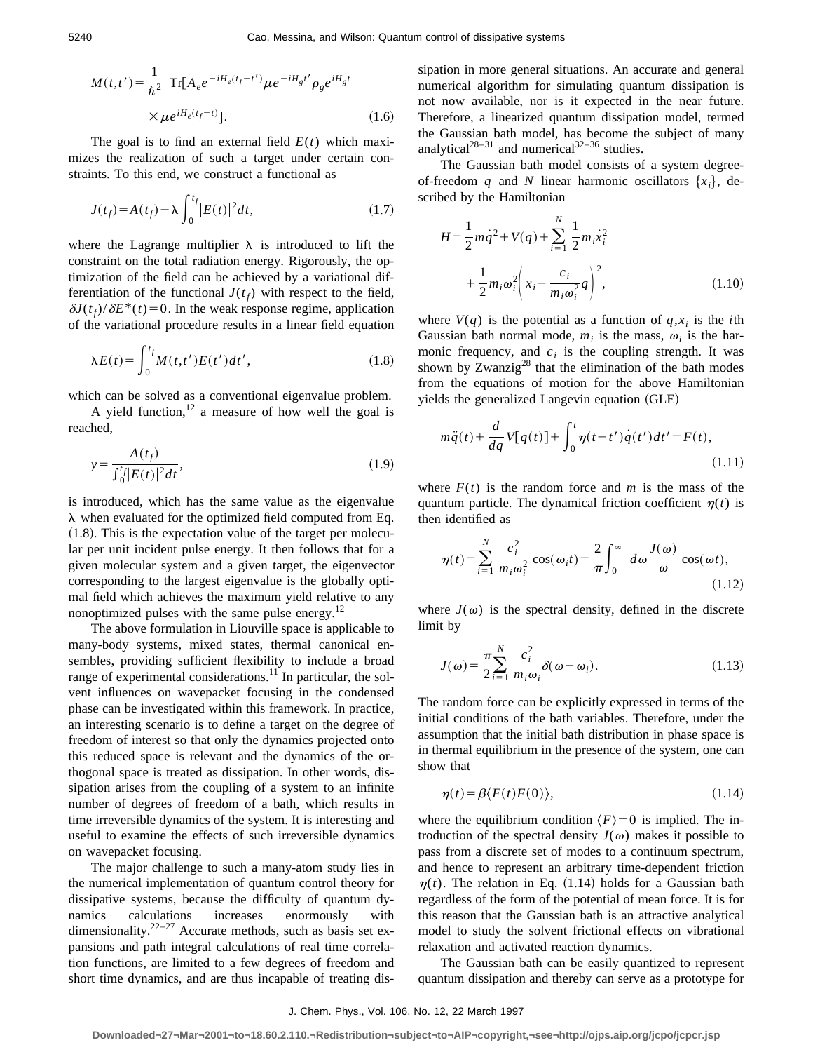$$M(t,t') = \frac{1}{\hbar^2}\,\mathrm{Tr}[A_e e^{-iH_e(t_f-t')}\mu e^{-iH_g t'}\rho_g e^{iH_g t} \times \mu e^{iH_e(t_f-t)}]. \tag{1.6}$$

The goal is to find an external field $E(t)$ which maximizes the realization of such a target under certain constraints. To this end, we construct a functional as

$$J(t_f) = A(t_f) - \lambda \int_0^{t_f} |E(t)|^2 dt, \tag{1.7}$$

where the Lagrange multiplier $\lambda$ is introduced to lift the constraint on the total radiation energy. Rigorously, the optimization of the field can be achieved by a variational differentiation of the functional $J(t_f)$ with respect to the field, $\delta J(t_f)/\delta E^*(t) = 0$. In the weak response regime, application of the variational procedure results in a linear field equation

$$\lambda E(t) = \int_0^{t_f} M(t,t')E(t')dt', \tag{1.8}$$

which can be solved as a conventional eigenvalue problem.

A yield function,[12] a measure of how well the goal is reached,

$$y = \frac{A(t_f)}{\int_0^{t_f} |E(t)|^2 dt}, \tag{1.9}$$

is introduced, which has the same value as the eigenvalue $\lambda$ when evaluated for the optimized field computed from Eq. (1.8). This is the expectation value of the target per molecular per unit incident pulse energy. It then follows that for a given molecular system and a given target, the eigenvector corresponding to the largest eigenvalue is the globally optimal field which achieves the maximum yield relative to any nonoptimized pulses with the same pulse energy.[12]

The above formulation in Liouville space is applicable to many-body systems, mixed states, thermal canonical ensembles, providing sufficient flexibility to include a broad range of experimental considerations.[11] In particular, the solvent influences on wavepacket focusing in the condensed phase can be investigated within this framework. In practice, an interesting scenario is to define a target on the degree of freedom of interest so that only the dynamics projected onto this reduced space is relevant and the dynamics of the orthogonal space is treated as dissipation. In other words, dissipation arises from the coupling of a system to an infinite number of degrees of freedom of a bath, which results in time irreversible dynamics of the system. It is interesting and useful to examine the effects of such irreversible dynamics on wavepacket focusing.

The major challenge to such a many-atom study lies in the numerical implementation of quantum control theory for dissipative systems, because the difficulty of quantum dynamics calculations increases enormously with dimensionality.[22–27] Accurate methods, such as basis set expansions and path integral calculations of real time correlation functions, are limited to a few degrees of freedom and short time dynamics, and are thus incapable of treating dissipation in more general situations. An accurate and general numerical algorithm for simulating quantum dissipation is not available, nor is it expected in the near future. Therefore, a linearized quantum dissipation model, termed the Gaussian bath model, has become the subject of many analytical[28–31] and numerical[32–36] studies.

The Gaussian bath model consists of a system degree-of-freedom $q$ and $N$ linear harmonic oscillators $\{x_i\}$, described by the Hamiltonian

$$H = \frac{1}{2}m\dot{q}^2 + V(q) + \sum_{i=1}^{N} \frac{1}{2}m_i\dot{x}_i^2 + \frac{1}{2}m_i\omega_i^2\left(x_i - \frac{c_i}{m_i\omega_i^2}q\right)^2, \tag{1.10}$$

where $V(q)$ is the potential as a function of $q$, $x_i$ is the $i$th Gaussian bath normal mode, $m_i$ is the mass, $\omega_i$ is the harmonic frequency, and $c_i$ is the coupling strength. It was shown by Zwanzig[28] that the elimination of the bath modes from the equations of motion for the above Hamiltonian yields the generalized Langevin equation (GLE)

$$m\ddot{q}(t) + \frac{d}{dq}V[q(t)] + \int_0^t \eta(t-t')\dot{q}(t')dt' = F(t), \tag{1.11}$$

where $F(t)$ is the random force and $m$ is the mass of the quantum particle. The dynamical friction coefficient $\eta(t)$ is then identified as

$$\eta(t) = \sum_{i=1}^{N} \frac{c_i^2}{m_i\omega_i^2}\cos(\omega_i t) = \frac{2}{\pi}\int_0^\infty d\omega \frac{J(\omega)}{\omega}\cos(\omega t), \tag{1.12}$$

where $J(\omega)$ is the spectral density, defined in the discrete limit by

$$J(\omega) = \frac{\pi}{2}\sum_{i=1}^{N} \frac{c_i^2}{m_i\omega_i}\delta(\omega - \omega_i). \tag{1.13}$$

The random force can be explicitly expressed in terms of the initial conditions of the bath variables. Therefore, under the assumption that the initial bath distribution in phase space is in thermal equilibrium in the presence of the system, one can show that

$$\eta(t) = \beta\langle F(t)F(0)\rangle, \tag{1.14}$$

where the equilibrium condition $\langle F\rangle = 0$ is implied. The introduction of the spectral density $J(\omega)$ makes it possible to pass from a discrete set of modes to a continuum spectrum, and hence to represent an arbitrary time-dependent friction $\eta(t)$. The relation in Eq. (1.14) holds for a Gaussian bath regardless of the form of the potential of mean force. It is for this reason that the Gaussian bath is an attractive analytical model to study the solvent frictional effects on vibrational relaxation and activated reaction dynamics.

The Gaussian bath can be easily quantized to represent quantum dissipation and thereby can serve as a prototype for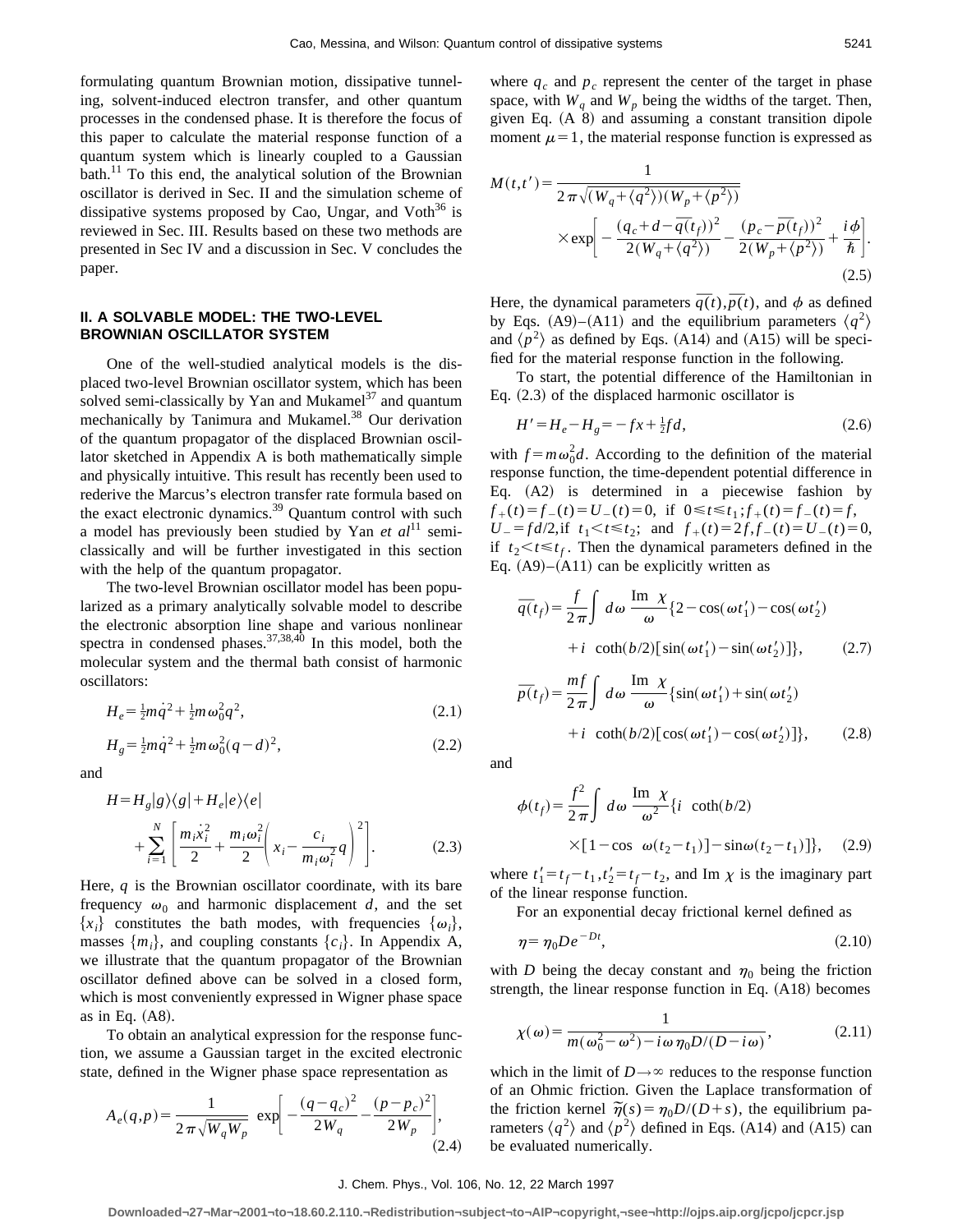formulating quantum Brownian motion, dissipative tunneling, solvent-induced electron transfer, and other quantum processes in the condensed phase. It is therefore the focus of this paper to calculate the material response function of a quantum system which is linearly coupled to a Gaussian bath.[11] To this end, the analytical solution of the Brownian oscillator is derived in Sec. II and the simulation scheme of dissipative systems proposed by Cao, Ungar, and Voth[36] is reviewed in Sec. III. Results based on these two methods are presented in Sec IV and a discussion in Sec. V concludes the paper.

## II. A SOLVABLE MODEL: THE TWO-LEVEL BROWNIAN OSCILLATOR SYSTEM

One of the well-studied analytical models is the displaced two-level Brownian oscillator system, which has been solved semi-classically by Yan and Mukamel[37] and quantum mechanically by Tanimura and Mukamel.[38] Our derivation of the quantum propagator of the displaced Brownian oscillator sketched in Appendix A is both mathematically simple and physically intuitive. This result has recently been used to rederive the Marcus's electron transfer rate formula based on the exact electronic dynamics.[39] Quantum control with such a model has previously been studied by Yan *et al*[11] semi-classically and will be further investigated in this section with the help of the quantum propagator.

The two-level Brownian oscillator model has been popularized as a primary analytically solvable model to describe the electronic absorption line shape and various nonlinear spectra in condensed phases.[37,38,40] In this model, both the molecular system and the thermal bath consist of harmonic oscillators:

$$H_e = \tfrac{1}{2}m\dot{q}^2 + \tfrac{1}{2}m\omega_0^2 q^2, \tag{2.1}$$

$$H_g = \tfrac{1}{2}m\dot{q}^2 + \tfrac{1}{2}m\omega_0^2 (q-d)^2, \tag{2.2}$$

and

$$H = H_g|g\rangle\langle g| + H_e|e\rangle\langle e| + \sum_{i=1}^{N}\left[\frac{m_i\dot{x}_i^2}{2} + \frac{m_i\omega_i^2}{2}\left(x_i - \frac{c_i}{m_i\omega_i^2}q\right)^2\right]. \tag{2.3}$$

Here, $q$ is the Brownian oscillator coordinate, with its bare frequency $\omega_0$ and harmonic displacement $d$, and the set $\{x_i\}$ constitutes the bath modes, with frequencies $\{\omega_i\}$, masses $\{m_i\}$, and coupling constants $\{c_i\}$. In Appendix A, we illustrate that the quantum propagator of the Brownian oscillator defined above can be solved in a closed form, which is most conveniently expressed in Wigner phase space as in Eq. (A8).

To obtain an analytical expression for the response function, we assume a Gaussian target in the excited electronic state, defined in the Wigner phase space representation as

$$A_e(q,p) = \frac{1}{2\pi\sqrt{W_q W_p}}\ \exp\left[-\frac{(q-q_c)^2}{2W_q} - \frac{(p-p_c)^2}{2W_p}\right], \tag{2.4}$$

where $q_c$ and $p_c$ represent the center of the target in phase space, with $W_q$ and $W_p$ being the widths of the target. Then, given Eq. (A 8) and assuming a constant transition dipole moment $\mu=1$, the material response function is expressed as

$$M(t,t') = \frac{1}{2\pi\sqrt{(W_q+\langle q^2\rangle)(W_p+\langle p^2\rangle)}} \times \exp\left[-\frac{(q_c+d-\overline{q}(t_f))^2}{2(W_q+\langle q^2\rangle)} - \frac{(p_c-\overline{p}(t_f))^2}{2(W_p+\langle p^2\rangle)} + \frac{i\phi}{\hbar}\right]. \tag{2.5}$$

Here, the dynamical parameters $\overline{q(t)}, \overline{p(t)}$, and $\phi$ as defined by Eqs. (A9)–(A11) and the equilibrium parameters $\langle q^2\rangle$ and $\langle p^2\rangle$ as defined by Eqs. (A14) and (A15) will be specified for the material response function in the following.

To start, the potential difference of the Hamiltonian in Eq. (2.3) of the displaced harmonic oscillator is

$$H' = H_e - H_g = -fx + \tfrac{1}{2}fd, \tag{2.6}$$

with $f = m\omega_0^2 d$. According to the definition of the material response function, the time-dependent potential difference in Eq. (A2) is determined in a piecewise fashion by $f_+(t)=f_-(t)=U_-(t)=0$, if $0\le t\le t_1$; $f_+(t)=f_-(t)=f$, $U_-=fd/2$, if $t_1<t\le t_2$; and $f_+(t)=2f, f_-(t)=U_-(t)=0$, if $t_2<t\le t_f$. Then the dynamical parameters defined in the Eq. (A9)–(A11) can be explicitly written as

$$\overline{q}(t_f) = \frac{f}{2\pi}\int d\omega\ \frac{\text{Im}\ \chi}{\omega}\{2-\cos(\omega t_1')-\cos(\omega t_2') + i\ \coth(b/2)[\sin(\omega t_1')-\sin(\omega t_2')]\}, \tag{2.7}$$

$$\overline{p}(t_f) = \frac{mf}{2\pi}\int d\omega\ \frac{\text{Im}\ \chi}{\omega}\{\sin(\omega t_1')+\sin(\omega t_2') + i\ \coth(b/2)[\cos(\omega t_1')-\cos(\omega t_2')]\}, \tag{2.8}$$

and

$$\phi(t_f) = \frac{f^2}{2\pi}\int d\omega\ \frac{\text{Im}\ \chi}{\omega^2}\{i\ \coth(b/2) \times[1-\cos\ \omega(t_2-t_1)] - \sin\omega(t_2-t_1)]\}, \tag{2.9}$$

where $t_1' = t_f - t_1, t_2' = t_f - t_2$, and Im $\chi$ is the imaginary part of the linear response function.

For an exponential decay frictional kernel defined as

$$\eta = \eta_0 D e^{-Dt}, \tag{2.10}$$

with $D$ being the decay constant and $\eta_0$ being the friction strength, the linear response function in Eq. (A18) becomes

$$\chi(\omega) = \frac{1}{m(\omega_0^2-\omega^2) - i\omega\eta_0 D/(D-i\omega)}, \tag{2.11}$$

which in the limit of $D\to\infty$ reduces to the response function of an Ohmic friction. Given the Laplace transformation of the friction kernel $\tilde{\eta}(s) = \eta_0 D/(D+s)$, the equilibrium parameters $\langle q^2\rangle$ and $\langle p^2\rangle$ defined in Eqs. (A14) and (A15) can be evaluated numerically.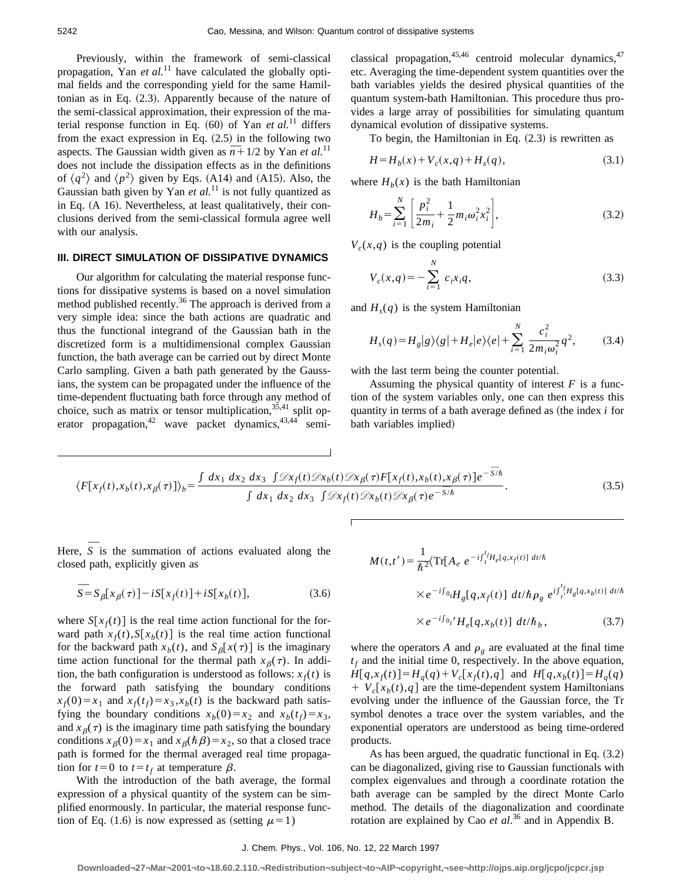Previously, within the framework of semi-classical propagation, Yan *et al.*[11] have calculated the globally optimal fields and the corresponding yield for the same Hamiltonian as in Eq. (2.3). Apparently because of the nature of the semi-classical approximation, their expression of the material response function in Eq. (60) of Yan *et al.*[11] differs from the exact expression in Eq. (2.5) in the following two aspects. The Gaussian width given as $\overline{n}+1/2$ by Yan *et al.*[11] does not include the dissipation effects as in the definitions of $\langle q^2 \rangle$ and $\langle p^2 \rangle$ given by Eqs. (A14) and (A15). Also, the Gaussian bath given by Yan *et al.*[11] is not fully quantized as in Eq. (A 16). Nevertheless, at least qualitatively, their conclusions derived from the semi-classical formula agree well with our analysis.

## III. DIRECT SIMULATION OF DISSIPATIVE DYNAMICS

Our algorithm for calculating the material response functions for dissipative systems is based on a novel simulation method published recently.[36] The approach is derived from a very simple idea: since the bath actions are quadratic and thus the functional integrand of the Gaussian bath in the discretized form is a multidimensional complex Gaussian function, the bath average can be carried out by direct Monte Carlo sampling. Given a bath path generated by the Gaussians, the system can be propagated under the influence of the time-dependent fluctuating bath force through any method of choice, such as matrix or tensor multiplication,[35,41] split operator propagation,[42] wave packet dynamics,[43,44] semi-classical propagation,[45,46] centroid molecular dynamics,[47] etc. Averaging the time-dependent system quantities over the bath variables yields the desired physical quantities of the quantum system-bath Hamiltonian. This procedure thus provides a large array of possibilities for simulating quantum dynamical evolution of dissipative systems.

To begin, the Hamiltonian in Eq. (2.3) is rewritten as

$$H = H_b(x) + V_c(x,q) + H_s(q), \tag{3.1}$$

where $H_b(x)$ is the bath Hamiltonian

$$H_b = \sum_{i=1}^{N} \left[ \frac{p_i^2}{2m_i} + \frac{1}{2} m_i \omega_i^2 x_i^2 \right], \tag{3.2}$$

$V_c(x,q)$ is the coupling potential

$$V_c(x,q) = -\sum_{i=1}^{N} c_i x_i q, \tag{3.3}$$

and $H_s(q)$ is the system Hamiltonian

$$H_s(q) = H_g |g\rangle\langle g| + H_e |e\rangle\langle e| + \sum_{i=1}^{N} \frac{c_i^2}{2 m_i \omega_i^2} q^2, \tag{3.4}$$

with the last term being the counter potential.

Assuming the physical quantity of interest $F$ is a function of the system variables only, one can then express this quantity in terms of a bath average defined as (the index $i$ for bath variables implied)

$$\langle F[x_f(t), x_b(t), x_\beta(\tau)] \rangle_b = \frac{\int dx_1\, dx_2\, dx_3 \int \mathscr{D}x_f(t) \mathscr{D}x_b(t) \mathscr{D}x_\beta(\tau) F[x_f(t), x_b(t), x_\beta(\tau)] e^{-\overline{S}/\hbar}}{\int dx_1\, dx_2\, dx_3 \int \mathscr{D}x_f(t) \mathscr{D}x_b(t) \mathscr{D}x_\beta(\tau) e^{-S/\hbar}}. \tag{3.5}$$

Here, $\overline{S}$ is the summation of actions evaluated along the closed path, explicitly given as

$$\overline{S} = S_\beta[x_\beta(\tau)] - iS[x_f(t)] + iS[x_b(t)], \tag{3.6}$$

where $S[x_f(t)]$ is the real time action functional for the forward path $x_f(t), S[x_b(t)]$ is the real time action functional for the backward path $x_b(t)$, and $S_\beta[x(\tau)]$ is the imaginary time action functional for the thermal path $x_\beta(\tau)$. In addition, the bath configuration is understood as follows: $x_f(t)$ is the forward path satisfying the boundary conditions $x_f(0)=x_1$ and $x_f(t_f)=x_3, x_b(t)$ is the backward path satisfying the boundary conditions $x_b(0)=x_2$ and $x_b(t_f)=x_3$, and $x_\beta(\tau)$ is the imaginary time path satisfying the boundary conditions $x_\beta(0)=x_1$ and $x_\beta(\hbar\beta)=x_2$, so that a closed trace path is formed for the thermal averaged real time propagation for $t=0$ to $t=t_f$ at temperature $\beta$.

With the introduction of the bath average, the formal expression of a physical quantity of the system can be simplified enormously. In particular, the material response function of Eq. (1.6) is now expressed as (setting $\mu=1$)

$$\begin{aligned} M(t,t') = \frac{1}{\hbar^2} \Big\langle \mathrm{Tr}\Big[ & A_e\, e^{-i\int_t^{t_f} H_e[q, x_f(t)]\, dt/\hbar} \\ & \times e^{-i\int_0^t H_g[q, x_f(t)]\, dt/\hbar} \rho_g\, e^{i\int_{t'}^{t_f} H_g[q, x_b(t)]\, dt/\hbar} \\ & \times e^{-i\int_0^{t'} H_e[q, x_b(t)]\, dt/\hbar_b}, \end{aligned} \tag{3.7}$$

where the operators $A$ and $\rho_g$ are evaluated at the final time $t_f$ and the initial time 0, respectively. In the above equation, $H[q, x_f(t)] = H_q(q) + V_c[x_f(t), q]$ and $H[q, x_b(t)] = H_q(q) + V_c[x_b(t), q]$ are the time-dependent system Hamiltonians evolving under the influence of the Gaussian force, the Tr symbol denotes a trace over the system variables, and the exponential operators are understood as being time-ordered products.

As has been argued, the quadratic functional in Eq. (3.2) can be diagonalized, giving rise to Gaussian functionals with complex eigenvalues and through a coordinate rotation the bath average can be sampled by the direct Monte Carlo method. The details of the diagonalization and coordinate rotation are explained by Cao *et al.*[36] and in Appendix B.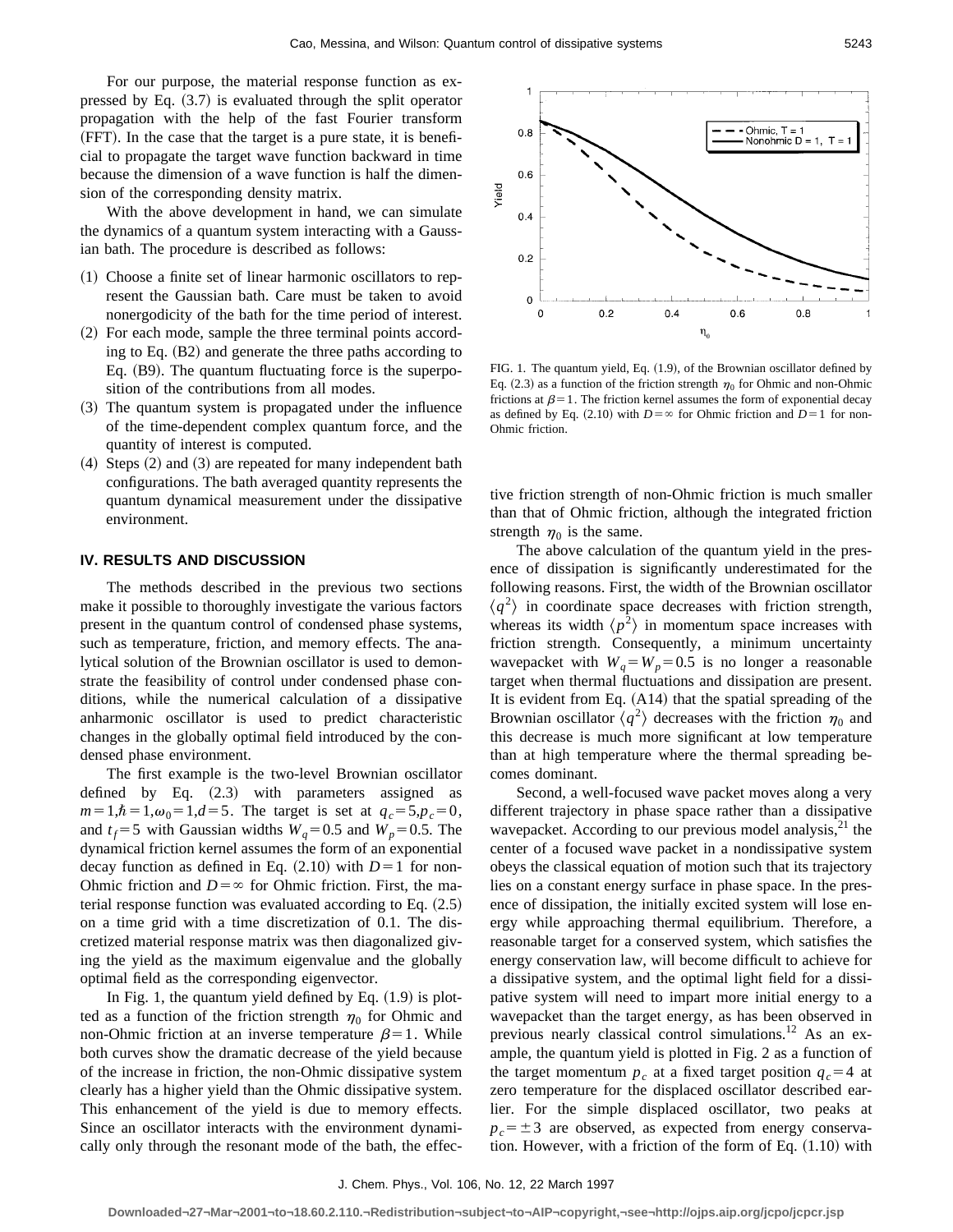For our purpose, the material response function as expressed by Eq. (3.7) is evaluated through the split operator propagation with the help of the fast Fourier transform (FFT). In the case that the target is a pure state, it is beneficial to propagate the target wave function backward in time because the dimension of a wave function is half the dimension of the corresponding density matrix.

With the above development in hand, we can simulate the dynamics of a quantum system interacting with a Gaussian bath. The procedure is described as follows:

(1) Choose a finite set of linear harmonic oscillators to represent the Gaussian bath. Care must be taken to avoid nonergodicity of the bath for the time period of interest.
(2) For each mode, sample the three terminal points according to Eq. (B2) and generate the three paths according to Eq. (B9). The quantum fluctuating force is the superposition of the contributions from all modes.
(3) The quantum system is propagated under the influence of the time-dependent complex quantum force, and the quantity of interest is computed.
(4) Steps (2) and (3) are repeated for many independent bath configurations. The bath averaged quantity represents the quantum dynamical measurement under the dissipative environment.

## IV. RESULTS AND DISCUSSION

The methods described in the previous two sections make it possible to thoroughly investigate the various factors present in the quantum control of condensed phase systems, such as temperature, friction, and memory effects. The analytical solution of the Brownian oscillator is used to demonstrate the feasibility of control under condensed phase conditions, while the numerical calculation of a dissipative anharmonic oscillator is used to predict characteristic changes in the globally optimal field introduced by the condensed phase environment.

The first example is the two-level Brownian oscillator defined by Eq. (2.3) with parameters assigned as $m=1,\hbar=1,\omega_0=1,d=5$. The target is set at $q_c=5,p_c=0$, and $t_f=5$ with Gaussian widths $W_q=0.5$ and $W_p=0.5$. The dynamical friction kernel assumes the form of an exponential decay function as defined in Eq. (2.10) with $D=1$ for non-Ohmic friction and $D=\infty$ for Ohmic friction. First, the material response function was evaluated according to Eq. (2.5) on a time grid with a time discretization of 0.1. The discretized material response matrix was then diagonalized giving the yield as the maximum eigenvalue and the globally optimal field as the corresponding eigenvector.

In Fig. 1, the quantum yield defined by Eq. (1.9) is plotted as a function of the friction strength $\eta_0$ for Ohmic and non-Ohmic friction at an inverse temperature $\beta=1$. While both curves show the dramatic decrease of the yield because of the increase in friction, the non-Ohmic dissipative system clearly has a higher yield than the Ohmic dissipative system. This enhancement of the yield is due to memory effects. Since an oscillator interacts with the environment dynamically only through the resonant mode of the bath, the effective friction strength of non-Ohmic friction is much smaller than that of Ohmic friction, although the integrated friction strength $\eta_0$ is the same.

FIG. 1. The quantum yield, Eq. (1.9), of the Brownian oscillator defined by Eq. (2.3) as a function of the friction strength $\eta_0$ for Ohmic and non-Ohmic frictions at $\beta=1$. The friction kernel assumes the form of exponential decay as defined by Eq. (2.10) with $D=\infty$ for Ohmic friction and $D=1$ for non-Ohmic friction.

The above calculation of the quantum yield in the presence of dissipation is significantly underestimated for the following reasons. First, the width of the Brownian oscillator $\langle q^2\rangle$ in coordinate space decreases with friction strength, whereas its width $\langle p^2\rangle$ in momentum space increases with friction strength. Consequently, a minimum uncertainty wavepacket with $W_q=W_p=0.5$ is no longer a reasonable target when thermal fluctuations and dissipation are present. It is evident from Eq. (A14) that the spatial spreading of the Brownian oscillator $\langle q^2\rangle$ decreases with the friction $\eta_0$ and this decrease is much more significant at low temperature than at high temperature where the thermal spreading becomes dominant.

Second, a well-focused wave packet moves along a very different trajectory in phase space rather than a dissipative wavepacket. According to our previous model analysis,[21] the center of a focused wave packet in a nondissipative system obeys the classical equation of motion such that its trajectory lies on a constant energy surface in phase space. In the presence of dissipation, the initially excited system will lose energy while approaching thermal equilibrium. Therefore, a reasonable target for a conserved system, which satisfies the energy conservation law, will become difficult to achieve for a dissipative system, and the optimal light field for a dissipative system will need to impart more initial energy to a wavepacket than the target energy, as has been observed in previous nearly classical control simulations.[12] As an example, the quantum yield is plotted in Fig. 2 as a function of the target momentum $p_c$ at a fixed target position $q_c=4$ at zero temperature for the displaced oscillator described earlier. For the simple displaced oscillator, two peaks at $p_c=\pm 3$ are observed, as expected from energy conservation. However, with a friction of the form of Eq. (1.10) with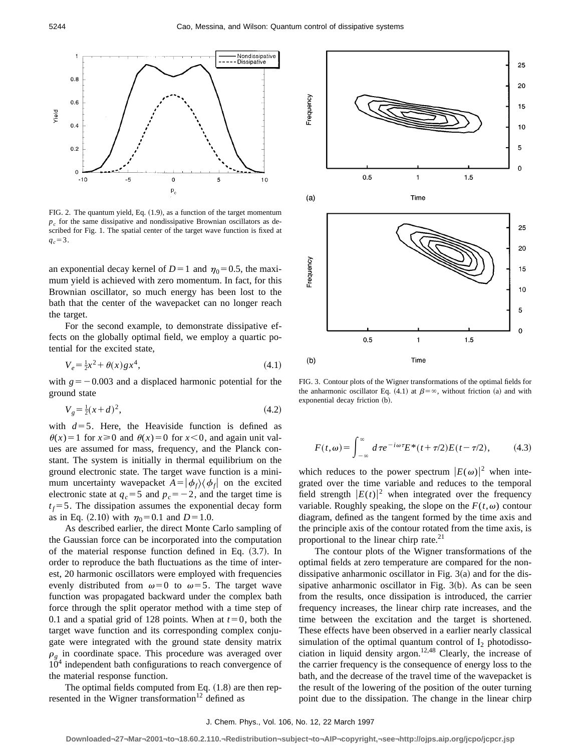FIG. 2. The quantum yield, Eq. (1.9), as a function of the target momentum $p_c$ for the same dissipative and nondissipative Brownian oscillators as described for Fig. 1. The spatial center of the target wave function is fixed at $q_c=3$.

an exponential decay kernel of $D=1$ and $\eta_0=0.5$, the maximum yield is achieved with zero momentum. In fact, for this Brownian oscillator, so much energy has been lost to the bath that the center of the wavepacket can no longer reach the target.

For the second example, to demonstrate dissipative effects on the globally optimal field, we employ a quartic potential for the excited state,

$$V_e = \tfrac{1}{2}x^2 + \theta(x) g x^4, \tag{4.1}$$

with $g=-0.003$ and a displaced harmonic potential for the ground state

$$V_g = \tfrac{1}{2}(x+d)^2, \tag{4.2}$$

with $d=5$. Here, the Heaviside function is defined as $\theta(x)=1$ for $x \geqslant 0$ and $\theta(x)=0$ for $x<0$, and again unit values are assumed for mass, frequency, and the Planck constant. The system is initially in thermal equilibrium on the ground electronic state. The target wave function is a minimum uncertainty wavepacket $A=|\phi_f\rangle\langle\phi_f|$ on the excited electronic state at $q_c=5$ and $p_c=-2$, and the target time is $t_f=5$. The dissipation assumes the exponential decay form as in Eq. (2.10) with $\eta_0=0.1$ and $D=1.0$.

As described earlier, the direct Monte Carlo sampling of the Gaussian force can be incorporated into the computation of the material response function defined in Eq. (3.7). In order to reproduce the bath fluctuations as the time of interest, 20 harmonic oscillators were employed with frequencies evenly distributed from $\omega=0$ to $\omega=5$. The target wave function was propagated backward under the complex bath force through the split operator method with a time step of 0.1 and a spatial grid of 128 points. When at $t=0$, both the target wave function and its corresponding complex conjugate were integrated with the ground state density matrix $\rho_g$ in coordinate space. This procedure was averaged over $10^4$ independent bath configurations to reach convergence of the material response function.

The optimal fields computed from Eq. (1.8) are then represented in the Wigner transformation[12] defined as

FIG. 3. Contour plots of the Wigner transformations of the optimal fields for the anharmonic oscillator Eq. (4.1) at $\beta=\infty$, without friction (a) and with exponential decay friction (b).

$$F(t,\omega)=\int_{-\infty}^{\infty} d\tau e^{-i\omega\tau} E^*(t+\tau/2)E(t-\tau/2), \tag{4.3}$$

which reduces to the power spectrum $|E(\omega)|^2$ when integrated over the time variable and reduces to the temporal field strength $|E(t)|^2$ when integrated over the frequency variable. Roughly speaking, the slope on the $F(t,\omega)$ contour diagram, defined as the tangent formed by the time axis and the principle axis of the contour rotated from the time axis, is proportional to the linear chirp rate.[21]

The contour plots of the Wigner transformations of the optimal fields at zero temperature are compared for the nondissipative anharmonic oscillator in Fig. 3(a) and for the dissipative anharmonic oscillator in Fig. 3(b). As can be seen from the results, once dissipation is introduced, the carrier frequency increases, the linear chirp rate increases, and the time between the excitation and the target is shortened. These effects have been observed in a earlier nearly classical simulation of the optimal quantum control of $I_2$ photodissociation in liquid density argon.[12,48] Clearly, the increase of the carrier frequency is the consequence of energy loss to the bath, and the decrease of the travel time of the wavepacket is the result of the lowering of the position of the outer turning point due to the dissipation. The change in the linear chirp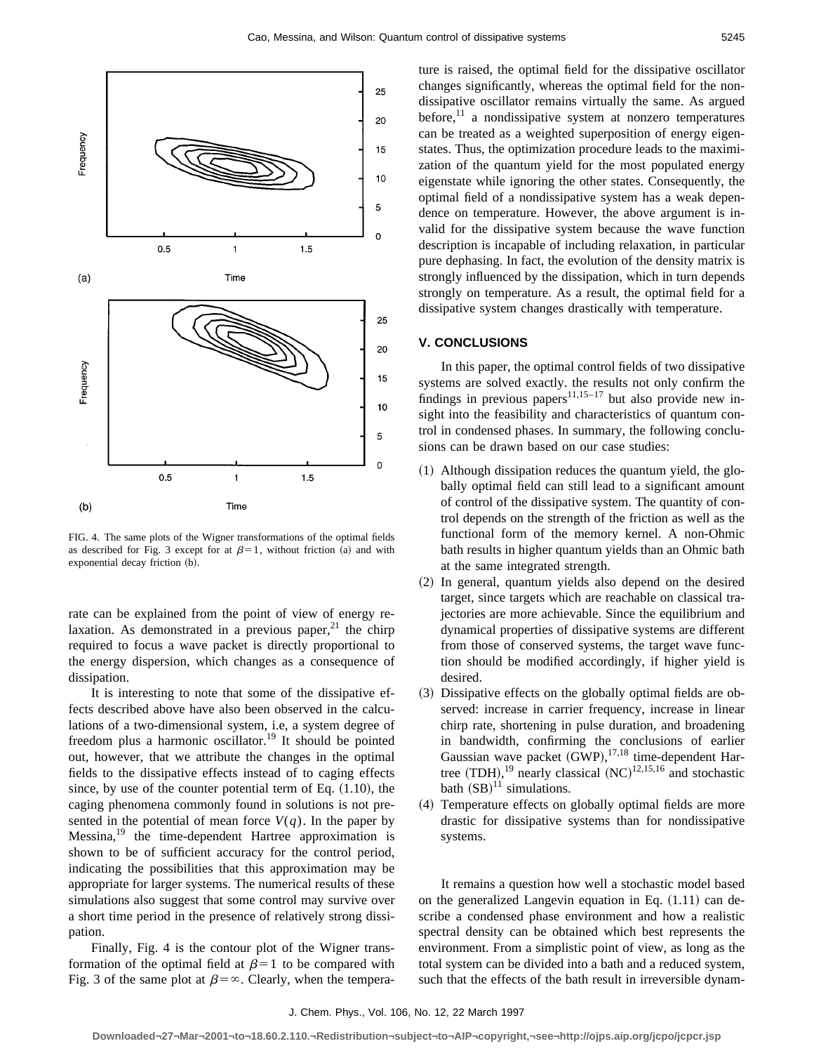FIG. 4. The same plots of the Wigner transformations of the optimal fields as described for Fig. 3 except for at $\beta=1$, without friction (a) and with exponential decay friction (b).

rate can be explained from the point of view of energy relaxation. As demonstrated in a previous paper,[21] the chirp required to focus a wave packet is directly proportional to the energy dispersion, which changes as a consequence of dissipation.

It is interesting to note that some of the dissipative effects described above have also been observed in the calculations of a two-dimensional system, i.e, a system degree of freedom plus a harmonic oscillator.[19] It should be pointed out, however, that we attribute the changes in the optimal fields to the dissipative effects instead of to caging effects since, by use of the counter potential term of Eq. (1.10), the caging phenomena commonly found in solutions is not presented in the potential of mean force $V(q)$. In the paper by Messina,[19] the time-dependent Hartree approximation is shown to be of sufficient accuracy for the control period, indicating the possibilities that this approximation may be appropriate for larger systems. The numerical results of these simulations also suggest that some control may survive over a short time period in the presence of relatively strong dissipation.

Finally, Fig. 4 is the contour plot of the Wigner transformation of the optimal field at $\beta=1$ to be compared with Fig. 3 of the same plot at $\beta=\infty$. Clearly, when the temperature is raised, the optimal field for the dissipative oscillator changes significantly, whereas the optimal field for the nondissipative oscillator remains virtually the same. As argued before,[11] a nondissipative system at nonzero temperatures can be treated as a weighted superposition of energy eigenstates. Thus, the optimization procedure leads to the maximization of the quantum yield for the most populated energy eigenstate while ignoring the other states. Consequently, the optimal field of a nondissipative system has a weak dependence on temperature. However, the above argument is invalid for the dissipative system because the wave function description is incapable of including relaxation, in particular pure dephasing. In fact, the evolution of the density matrix is strongly influenced by the dissipation, which in turn depends strongly on temperature. As a result, the optimal field for a dissipative system changes drastically with temperature.

## V. CONCLUSIONS

In this paper, the optimal control fields of two dissipative systems are solved exactly. the results not only confirm the findings in previous papers[11,15–17] but also provide new insight into the feasibility and characteristics of quantum control in condensed phases. In summary, the following conclusions can be drawn based on our case studies:

(1) Although dissipation reduces the quantum yield, the globally optimal field can still lead to a significant amount of control of the dissipative system. The quantity of control depends on the strength of the friction as well as the functional form of the memory kernel. A non-Ohmic bath results in higher quantum yields than an Ohmic bath at the same integrated strength.

(2) In general, quantum yields also depend on the desired target, since targets which are reachable on classical trajectories are more achievable. Since the equilibrium and dynamical properties of dissipative systems are different from those of conserved systems, the target wave function should be modified accordingly, if higher yield is desired.

(3) Dissipative effects on the globally optimal fields are observed: increase in carrier frequency, increase in linear chirp rate, shortening in pulse duration, and broadening in bandwidth, confirming the conclusions of earlier Gaussian wave packet (GWP),[17,18] time-dependent Hartree (TDH),[19] nearly classical (NC)[12,15,16] and stochastic bath (SB)[11] simulations.

(4) Temperature effects on globally optimal fields are more drastic for dissipative systems than for nondissipative systems.

It remains a question how well a stochastic model based on the generalized Langevin equation in Eq. (1.11) can describe a condensed phase environment and how a realistic spectral density can be obtained which best represents the environment. From a simplistic point of view, as long as the total system can be divided into a bath and a reduced system, such that the effects of the bath result in irreversible dynam-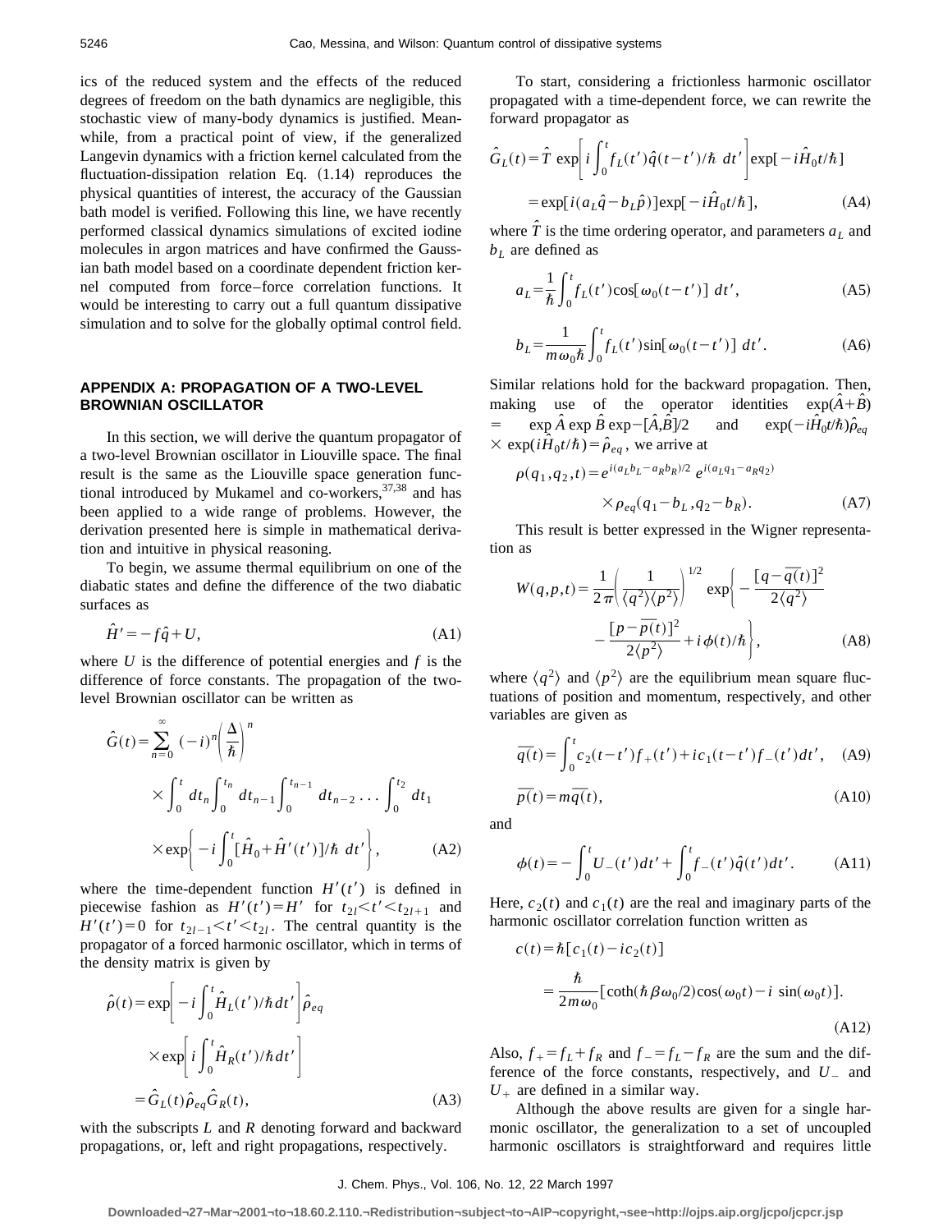ics of the reduced system and the effects of the reduced degrees of freedom on the bath dynamics are negligible, this stochastic view of many-body dynamics is justified. Meanwhile, from a practical point of view, if the generalized Langevin dynamics with a friction kernel calculated from the fluctuation-dissipation relation Eq. (1.14) reproduces the physical quantities of interest, the accuracy of the Gaussian bath model is verified. Following this line, we have recently performed classical dynamics simulations of excited iodine molecules in argon matrices and have confirmed the Gaussian bath model based on a coordinate dependent friction kernel computed from force–force correlation functions. It would be interesting to carry out a full quantum dissipative simulation and to solve for the globally optimal control field.

## APPENDIX A: PROPAGATION OF A TWO-LEVEL BROWNIAN OSCILLATOR

In this section, we will derive the quantum propagator of a two-level Brownian oscillator in Liouville space. The final result is the same as the Liouville space generation functional introduced by Mukamel and co-workers,[37,38] and has been applied to a wide range of problems. However, the derivation presented here is simple in mathematical derivation and intuitive in physical reasoning.

To begin, we assume thermal equilibrium on one of the diabatic states and define the difference of the two diabatic surfaces as

$$\hat{H}' = -f\hat{q} + U, \tag{A1}$$

where $U$ is the difference of potential energies and $f$ is the difference of force constants. The propagation of the two-level Brownian oscillator can be written as

$$\hat{G}(t) = \sum_{n=0}^{\infty} (-i)^n \left(\frac{\Delta}{\hbar}\right)^n \int_0^t dt_n \int_0^{t_n} dt_{n-1} \int_0^{t_{n-1}} dt_{n-2} \ldots \int_0^{t_2} dt_1 \times \exp\left\{-i\int_0^t [\hat{H}_0 + \hat{H}'(t')]/\hbar \; dt'\right\}, \tag{A2}$$

where the time-dependent function $H'(t')$ is defined in piecewise fashion as $H'(t') = H'$ for $t_{2l} < t' < t_{2l+1}$ and $H'(t') = 0$ for $t_{2l-1} < t' < t_{2l}$. The central quantity is the propagator of a forced harmonic oscillator, which in terms of the density matrix is given by

$$\hat{\rho}(t) = \exp\left[-i\int_0^t \hat{H}_L(t')/\hbar \, dt'\right]\hat{\rho}_{eq} \times \exp\left[i\int_0^t \hat{H}_R(t')/\hbar \, dt'\right] = \hat{G}_L(t)\hat{\rho}_{eq}\hat{G}_R(t), \tag{A3}$$

with the subscripts $L$ and $R$ denoting forward and backward propagations, or, left and right propagations, respectively.

To start, considering a frictionless harmonic oscillator propagated with a time-dependent force, we can rewrite the forward propagator as

$$\hat{G}_L(t) = \hat{T}\exp\left[i\int_0^t f_L(t')\hat{q}(t-t')/\hbar \; dt'\right]\exp[-i\hat{H}_0 t/\hbar] = \exp[i(a_L\hat{q} - b_L\hat{p})]\exp[-i\hat{H}_0 t/\hbar], \tag{A4}$$

where $\hat{T}$ is the time ordering operator, and parameters $a_L$ and $b_L$ are defined as

$$a_L = \frac{1}{\hbar}\int_0^t f_L(t')\cos[\omega_0(t-t')] \; dt', \tag{A5}$$

$$b_L = \frac{1}{m\omega_0\hbar}\int_0^t f_L(t')\sin[\omega_0(t-t')] \; dt'. \tag{A6}$$

Similar relations hold for the backward propagation. Then, making use of the operator identities $\exp(\hat{A}+\hat{B}) = \exp\hat{A}\exp\hat{B}\exp-[\hat{A},\hat{B}]/2$ and $\exp(-i\hat{H}_0 t/\hbar)\hat{\rho}_{eq} \times \exp(i\hat{H}_0 t/\hbar) = \hat{\rho}_{eq}$, we arrive at

$$\rho(q_1,q_2,t) = e^{i(a_L b_L - a_R b_R)/2}\, e^{i(a_L q_1 - a_R q_2)} \times \rho_{eq}(q_1 - b_L, q_2 - b_R). \tag{A7}$$

This result is better expressed in the Wigner representation as

$$W(q,p,t) = \frac{1}{2\pi}\left(\frac{1}{\langle q^2\rangle\langle p^2\rangle}\right)^{1/2} \exp\left\{-\frac{[q-\overline{q(t)}]^2}{2\langle q^2\rangle} - \frac{[p-\overline{p(t)}]^2}{2\langle p^2\rangle} + i\phi(t)/\hbar\right\}, \tag{A8}$$

where $\langle q^2\rangle$ and $\langle p^2\rangle$ are the equilibrium mean square fluctuations of position and momentum, respectively, and other variables are given as

$$\overline{q(t)} = \int_0^t c_2(t-t')f_+(t') + ic_1(t-t')f_-(t')dt', \tag{A9}$$

$$\overline{p(t)} = m\dot{\overline{q}}(t), \tag{A10}$$

and

$$\phi(t) = -\int_0^t U_-(t')dt' + \int_0^t f_-(t')\hat{q}(t')dt'. \tag{A11}$$

Here, $c_2(t)$ and $c_1(t)$ are the real and imaginary parts of the harmonic oscillator correlation function written as

$$c(t) = \hbar[c_1(t) - ic_2(t)] = \frac{\hbar}{2m\omega_0}[\coth(\hbar\beta\omega_0/2)\cos(\omega_0 t) - i\,\sin(\omega_0 t)]. \tag{A12}$$

Also, $f_+ = f_L + f_R$ and $f_- = f_L - f_R$ are the sum and the difference of the force constants, respectively, and $U_-$ and $U_+$ are defined in a similar way.

Although the above results are given for a single harmonic oscillator, the generalization to a set of uncoupled harmonic oscillators is straightforward and requires little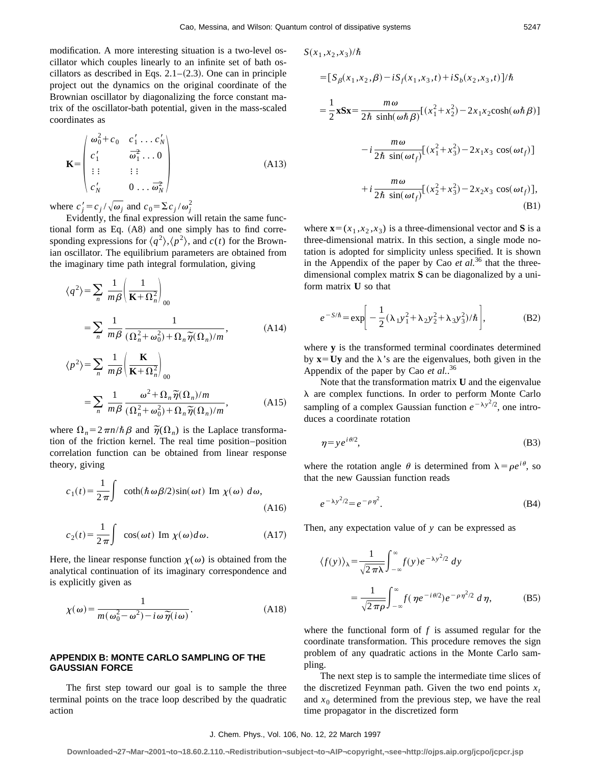modification. A more interesting situation is a two-level oscillator which couples linearly to an infinite set of bath oscillators as described in Eqs. 2.1–(2.3). One can in principle project out the dynamics on the original coordinate of the Brownian oscillator by diagonalizing the force constant matrix of the oscillator-bath potential, given in the mass-scaled coordinates as

$$\mathbf{K}=\begin{pmatrix} \omega_0^2+c_0 & c_1' \ldots c_N' \\ c_1' & \overline{\omega}_1^2 \ldots 0 \\ \vdots\vdots & \vdots\vdots \\ c_N' & 0 \ldots \overline{\omega}_N^2 \end{pmatrix} \tag{A13}$$

where $c_j'=c_j/\sqrt{\omega_j}$ and $c_0=\Sigma c_j/\omega_j^2$

Evidently, the final expression will retain the same functional form as Eq. (A8) and one simply has to find corresponding expressions for $\langle q^2\rangle$, $\langle p^2\rangle$, and $c(t)$ for the Brownian oscillator. The equilibrium parameters are obtained from the imaginary time path integral formulation, giving

$$\langle q^2\rangle=\sum_n \frac{1}{m\beta}\left(\frac{1}{\mathbf{K}+\Omega_n^2}\right)_{00} = \sum_n \frac{1}{m\beta}\frac{1}{(\Omega_n^2+\omega_0^2)+\Omega_n\tilde{\eta}(\Omega_n)/m}, \tag{A14}$$

$$\langle p^2\rangle=\sum_n \frac{1}{m\beta}\left(\frac{\mathbf{K}}{\mathbf{K}+\Omega_n^2}\right)_{00} = \sum_n \frac{1}{m\beta}\frac{\omega^2+\Omega_n\tilde{\eta}(\Omega_n)/m}{(\Omega_n^2+\omega_0^2)+\Omega_n\tilde{\eta}(\Omega_n)/m}, \tag{A15}$$

where $\Omega_n=2\pi n/\hbar\beta$ and $\tilde{\eta}(\Omega_n)$ is the Laplace transformation of the friction kernel. The real time position–position correlation function can be obtained from linear response theory, giving

$$c_1(t)=\frac{1}{2\pi}\int \coth(\hbar\omega\beta/2)\sin(\omega t)\ \mathrm{Im}\ \chi(\omega)\ d\omega, \tag{A16}$$

$$c_2(t)=\frac{1}{2\pi}\int \cos(\omega t)\ \mathrm{Im}\ \chi(\omega) d\omega. \tag{A17}$$

Here, the linear response function $\chi(\omega)$ is obtained from the analytical continuation of its imaginary correspondence and is explicitly given as

$$\chi(\omega)=\frac{1}{m(\omega_0^2-\omega^2)-i\omega\tilde{\eta}(i\omega)}. \tag{A18}$$

## APPENDIX B: MONTE CARLO SAMPLING OF THE GAUSSIAN FORCE

The first step toward our goal is to sample the three terminal points on the trace loop described by the quadratic action

$$\begin{aligned}
S(x_1,x_2,x_3)/\hbar &= [S_\beta(x_1,x_2,\beta)-iS_f(x_1,x_3,t)+iS_b(x_2,x_3,t)]/\hbar \\
&= \frac{1}{2}\mathbf{xSx}=\frac{m\omega}{2\hbar\ \sinh(\omega\hbar\beta)}[(x_1^2+x_2^2)-2x_1x_2\cosh(\omega\hbar\beta)] \\
&\quad -i\frac{m\omega}{2\hbar\ \sin(\omega t_f)}[(x_1^2+x_3^2)-2x_1x_3\ \cos(\omega t_f)] \\
&\quad +i\frac{m\omega}{2\hbar\ \sin(\omega t_f)}[(x_2^2+x_3^2)-2x_2x_3\ \cos(\omega t_f)],
\end{aligned} \tag{B1}$$

where $\mathbf{x}=(x_1,x_2,x_3)$ is a three-dimensional vector and $\mathbf{S}$ is a three-dimensional matrix. In this section, a single mode notation is adopted for simplicity unless specified. It is shown in the Appendix of the paper by Cao *et al.*[36] that the three-dimensional complex matrix $\mathbf{S}$ can be diagonalized by a uniform matrix $\mathbf{U}$ so that

$$e^{-S/\hbar}=\exp\left[-\frac{1}{2}(\lambda_1y_1^2+\lambda_2y_2^2+\lambda_3y_3^2)/\hbar\right], \tag{B2}$$

where $\mathbf{y}$ is the transformed terminal coordinates determined by $\mathbf{x}=\mathbf{U}\mathbf{y}$ and the $\lambda$'s are the eigenvalues, both given in the Appendix of the paper by Cao *et al.*.[36]

Note that the transformation matrix $\mathbf{U}$ and the eigenvalue $\lambda$ are complex functions. In order to perform Monte Carlo sampling of a complex Gaussian function $e^{-\lambda y^2/2}$, one introduces a coordinate rotation

$$\eta=ye^{i\theta/2}, \tag{B3}$$

where the rotation angle $\theta$ is determined from $\lambda=\rho e^{i\theta}$, so that the new Gaussian function reads

$$e^{-\lambda y^2/2}=e^{-\rho\eta^2}. \tag{B4}$$

Then, any expectation value of $y$ can be expressed as

$$\langle f(y)\rangle_\lambda=\frac{1}{\sqrt{2\pi\lambda}}\int_{-\infty}^{\infty}f(y)e^{-\lambda y^2/2}\ dy = \frac{1}{\sqrt{2\pi\rho}}\int_{-\infty}^{\infty}f(\eta e^{-i\theta/2})e^{-\rho\eta^2/2}\ d\eta, \tag{B5}$$

where the functional form of $f$ is assumed regular for the coordinate transformation. This procedure removes the sign problem of any quadratic actions in the Monte Carlo sampling.

The next step is to sample the intermediate time slices of the discretized Feynman path. Given the two end points $x_t$ and $x_0$ determined from the previous step, we have the real time propagator in the discretized form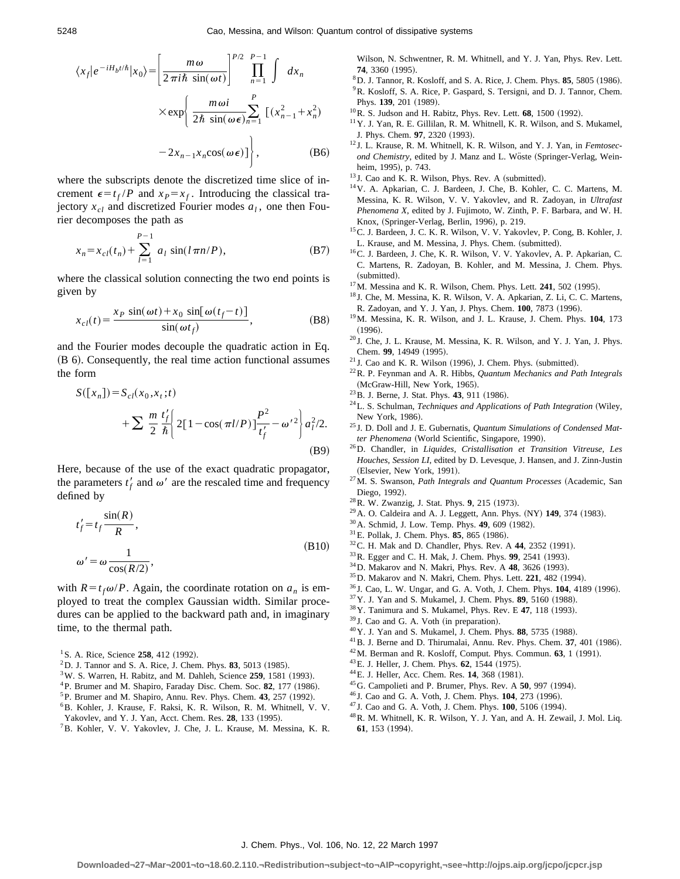$$\langle x_f | e^{-iH_b t/\hbar} | x_0 \rangle = \left[ \frac{m\omega}{2\pi i\hbar \sin(\omega t)} \right]^{P/2} \prod_{n=1}^{P-1} \int dx_n \times \exp\left\{ \frac{m\omega i}{2\hbar \sin(\omega\epsilon)} \sum_{n=1}^{P} \left[ (x_{n-1}^2 + x_n^2) - 2x_{n-1}x_n \cos(\omega\epsilon) \right] \right\}, \tag{B6}$$

where the subscripts denote the discretized time slice of increment $\epsilon = t_f/P$ and $x_P = x_f$. Introducing the classical trajectory $x_{cl}$ and discretized Fourier modes $a_l$, one then Fourier decomposes the path as

$$x_n = x_{cl}(t_n) + \sum_{l=1}^{P-1} a_l \sin(l\pi n/P), \tag{B7}$$

where the classical solution connecting the two end points is given by

$$x_{cl}(t) = \frac{x_P \sin(\omega t) + x_0 \sin[\omega(t_f - t)]}{\sin(\omega t_f)}, \tag{B8}$$

and the Fourier modes decouple the quadratic action in Eq. (B 6). Consequently, the real time action functional assumes the form

$$S([x_n]) = S_{cl}(x_0, x_t; t) + \sum \frac{m}{2} \frac{t_f'}{\hbar} \left\{ 2[1 - \cos(\pi l/P)] \frac{P^2}{t_f'} - \omega'^2 \right\} a_l^2/2. \tag{B9}$$

Here, because of the use of the exact quadratic propagator, the parameters $t_f'$ and $\omega'$ are the rescaled time and frequency defined by

$$t_f' = t_f \frac{\sin(R)}{R}, \qquad \omega' = \omega \frac{1}{\cos(R/2)}, \tag{B10}$$

with $R = t_f\omega/P$. Again, the coordinate rotation on $a_n$ is employed to treat the complex Gaussian width. Similar procedures can be applied to the backward path and, in imaginary time, to the thermal path.

[1] S. A. Rice, Science **258**, 412 (1992).
[2] D. J. Tannor and S. A. Rice, J. Chem. Phys. **83**, 5013 (1985).
[3] W. S. Warren, H. Rabitz, and M. Dahleh, Science **259**, 1581 (1993).
[4] P. Brumer and M. Shapiro, Faraday Disc. Chem. Soc. **82**, 177 (1986).
[5] P. Brumer and M. Shapiro, Annu. Rev. Phys. Chem. **43**, 257 (1992).
[6] B. Kohler, J. Krause, F. Raksi, K. R. Wilson, R. M. Whitnell, V. V. Yakovlev, and Y. J. Yan, Acct. Chem. Res. **28**, 133 (1995).
[7] B. Kohler, V. V. Yakovlev, J. Che, J. L. Krause, M. Messina, K. R. Wilson, N. Schwentner, R. M. Whitnell, and Y. J. Yan, Phys. Rev. Lett. **74**, 3360 (1995).
[8] D. J. Tannor, R. Kosloff, and S. A. Rice, J. Chem. Phys. **85**, 5805 (1986).
[9] R. Kosloff, S. A. Rice, P. Gaspard, S. Tersigni, and D. J. Tannor, Chem. Phys. **139**, 201 (1989).
[10] R. S. Judson and H. Rabitz, Phys. Rev. Lett. **68**, 1500 (1992).
[11] Y. J. Yan, R. E. Gillilan, R. M. Whitnell, K. R. Wilson, and S. Mukamel, J. Phys. Chem. **97**, 2320 (1993).
[12] J. L. Krause, R. M. Whitnell, K. R. Wilson, and Y. J. Yan, in *Femtosecond Chemistry*, edited by J. Manz and L. Wöste (Springer-Verlag, Weinheim, 1995), p. 743.
[13] J. Cao and K. R. Wilson, Phys. Rev. A (submitted).
[14] V. A. Apkarian, C. J. Bardeen, J. Che, B. Kohler, C. C. Martens, M. Messina, K. R. Wilson, V. V. Yakovlev, and R. Zadoyan, in *Ultrafast Phenomena X*, edited by J. Fujimoto, W. Zinth, P. F. Barbara, and W. H. Knox, (Springer-Verlag, Berlin, 1996), p. 219.
[15] C. J. Bardeen, J. C. K. R. Wilson, V. V. Yakovlev, P. Cong, B. Kohler, J. L. Krause, and M. Messina, J. Phys. Chem. (submitted).
[16] C. J. Bardeen, J. Che, K. R. Wilson, V. V. Yakovlev, A. P. Apkarian, C. C. Martens, R. Zadoyan, B. Kohler, and M. Messina, J. Chem. Phys. (submitted).
[17] M. Messina and K. R. Wilson, Chem. Phys. Lett. **241**, 502 (1995).
[18] J. Che, M. Messina, K. R. Wilson, V. A. Apkarian, Z. Li, C. C. Martens, R. Zadoyan, and Y. J. Yan, J. Phys. Chem. **100**, 7873 (1996).
[19] M. Messina, K. R. Wilson, and J. L. Krause, J. Chem. Phys. **104**, 173 (1996).
[20] J. Che, J. L. Krause, M. Messina, K. R. Wilson, and Y. J. Yan, J. Phys. Chem. **99**, 14949 (1995).
[21] J. Cao and K. R. Wilson (1996), J. Chem. Phys. (submitted).
[22] R. P. Feynman and A. R. Hibbs, *Quantum Mechanics and Path Integrals* (McGraw-Hill, New York, 1965).
[23] B. J. Berne, J. Stat. Phys. **43**, 911 (1986).
[24] L. S. Schulman, *Techniques and Applications of Path Integration* (Wiley, New York, 1986).
[25] J. D. Doll and J. E. Gubernatis, *Quantum Simulations of Condensed Matter Phenomena* (World Scientific, Singapore, 1990).
[26] D. Chandler, in *Liquides, Cristallisation et Transition Vitreuse, Les Houches, Session LI*, edited by D. Levesque, J. Hansen, and J. Zinn-Justin (Elsevier, New York, 1991).
[27] M. S. Swanson, *Path Integrals and Quantum Processes* (Academic, San Diego, 1992).
[28] R. W. Zwanzig, J. Stat. Phys. **9**, 215 (1973).
[29] A. O. Caldeira and A. J. Leggett, Ann. Phys. (NY) **149**, 374 (1983).
[30] A. Schmid, J. Low. Temp. Phys. **49**, 609 (1982).
[31] E. Pollak, J. Chem. Phys. **85**, 865 (1986).
[32] C. H. Mak and D. Chandler, Phys. Rev. A **44**, 2352 (1991).
[33] R. Egger and C. H. Mak, J. Chem. Phys. **99**, 2541 (1993).
[34] D. Makarov and N. Makri, Phys. Rev. A **48**, 3626 (1993).
[35] D. Makarov and N. Makri, Chem. Phys. Lett. **221**, 482 (1994).
[36] J. Cao, L. W. Ungar, and G. A. Voth, J. Chem. Phys. **104**, 4189 (1996).
[37] Y. J. Yan and S. Mukamel, J. Chem. Phys. **89**, 5160 (1988).
[38] Y. Tanimura and S. Mukamel, Phys. Rev. E **47**, 118 (1993).
[39] J. Cao and G. A. Voth (in preparation).
[40] Y. J. Yan and S. Mukamel, J. Chem. Phys. **88**, 5735 (1988).
[41] B. J. Berne and D. Thirumalai, Annu. Rev. Phys. Chem. **37**, 401 (1986).
[42] M. Berman and R. Kosloff, Comput. Phys. Commun. **63**, 1 (1991).
[43] E. J. Heller, J. Chem. Phys. **62**, 1544 (1975).
[44] E. J. Heller, Acc. Chem. Res. **14**, 368 (1981).
[45] G. Campolieti and P. Brumer, Phys. Rev. A **50**, 997 (1994).
[46] J. Cao and G. A. Voth, J. Chem. Phys. **104**, 273 (1996).
[47] J. Cao and G. A. Voth, J. Chem. Phys. **100**, 5106 (1994).
[48] R. M. Whitnell, K. R. Wilson, Y. J. Yan, and A. H. Zewail, J. Mol. Liq. **61**, 153 (1994).